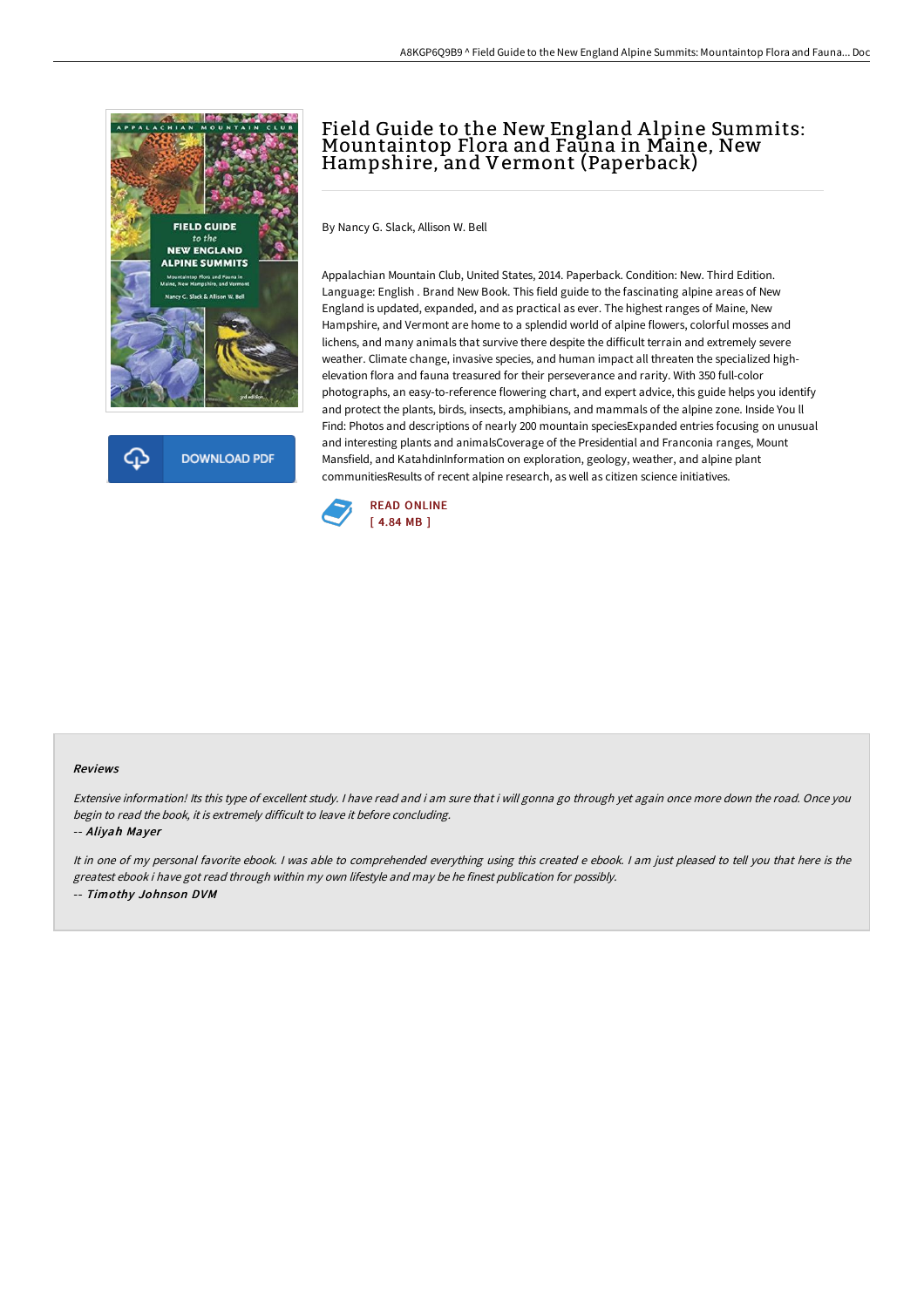# Field Guide to the New England Alpine Summits: Mountaintop Flora and Fauna in Maine, New Hampshire, and Vermont (Paperback)

DOWNLOAD PDF

By Nancy G. Slack, Allison W. Bell

Appalachian Mountain Club, United States, 2014. Paperback. Condition: New. Third Edition. Language: English . Brand New Book. This field guide to the fascinating alpine areas of New England is updated, expanded, and as practical as ever. The highest ranges of Maine, New Hampshire, and Vermont are home to a splendid world of alpine flowers, colorful mosses and lichens, and many animals that survive there despite the difficult terrain and extremely severe weather. Climate change, invasive species, and human impact all threaten the specialized high-elevation flora and fauna treasured for their perseverance and rarity. With 350 full-color photographs, an easy-to-reference flowering chart, and expert advice, this guide helps you identify and protect the plants, birds, insects, amphibians, and mammals of the alpine zone. Inside You ll Find: Photos and descriptions of nearly 200 mountain speciesExpanded entries focusing on unusual and interesting plants and animalsCoverage of the Presidential and Franconia ranges, Mount Mansfield, and KatahdinInformation on exploration, geology, weather, and alpine plant communitiesResults of recent alpine research, as well as citizen science initiatives.

READ ONLINE
[ 4.84 MB ]

### Reviews

*Extensive information! Its this type of excellent study. I have read and i am sure that i will gonna go through yet again once more down the road. Once you begin to read the book, it is extremely difficult to leave it before concluding.*

*-- Aliyah Mayer*

*It in one of my personal favorite ebook. I was able to comprehended everything using this created e ebook. I am just pleased to tell you that here is the greatest ebook i have got read through within my own lifestyle and may be he finest publication for possibly.*

*-- Timothy Johnson DVM*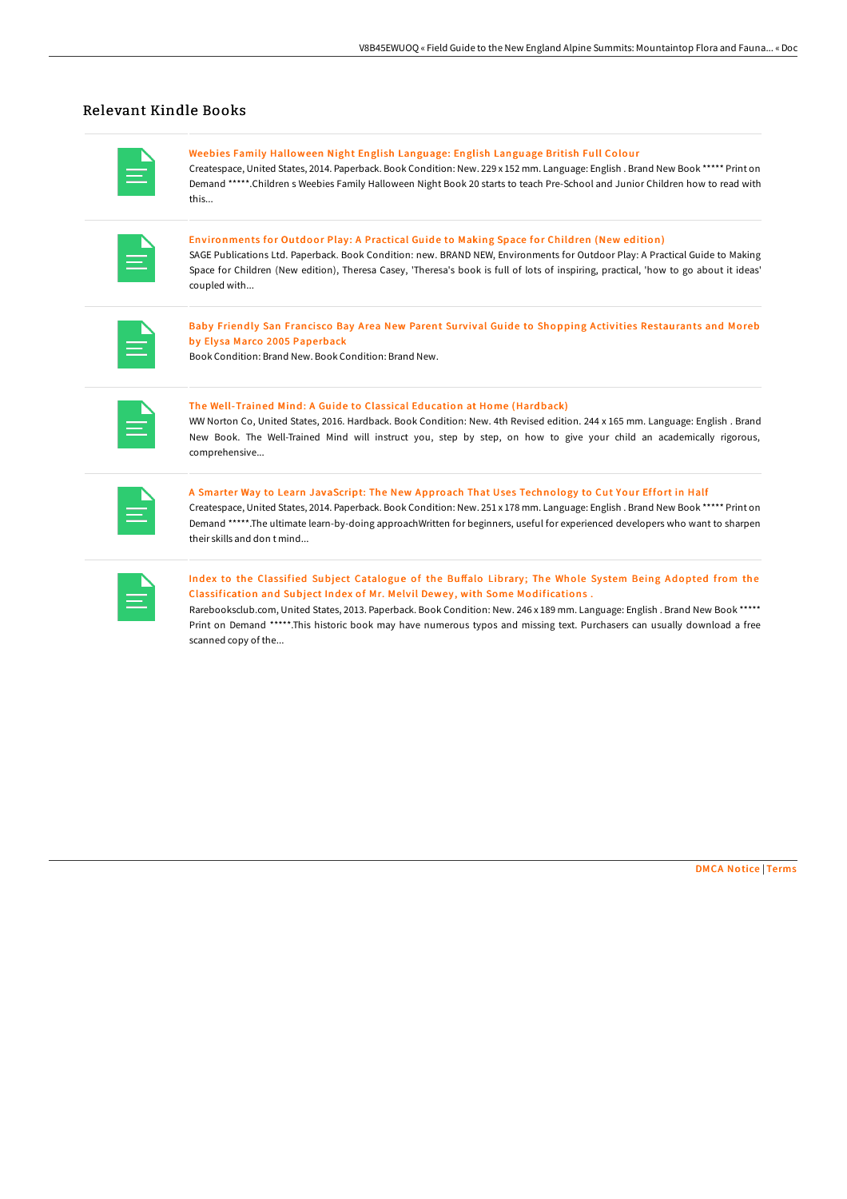## Relevant Kindle Books

**Weebies Family Halloween Night English Language: English Language British Full Colour**

Createspace, United States, 2014. Paperback. Book Condition: New. 229 x 152 mm. Language: English . Brand New Book ***** Print on Demand *****.Children s Weebies Family Halloween Night Book 20 starts to teach Pre-School and Junior Children how to read with this...

**Environments for Outdoor Play: A Practical Guide to Making Space for Children (New edition)**

SAGE Publications Ltd. Paperback. Book Condition: new. BRAND NEW, Environments for Outdoor Play: A Practical Guide to Making Space for Children (New edition), Theresa Casey, 'Theresa's book is full of lots of inspiring, practical, 'how to go about it ideas' coupled with...

**Baby Friendly San Francisco Bay Area New Parent Survival Guide to Shopping Activities Restaurants and Moreb by Elysa Marco 2005 Paperback**

Book Condition: Brand New. Book Condition: Brand New.

**The Well-Trained Mind: A Guide to Classical Education at Home (Hardback)**

WW Norton Co, United States, 2016. Hardback. Book Condition: New. 4th Revised edition. 244 x 165 mm. Language: English . Brand New Book. The Well-Trained Mind will instruct you, step by step, on how to give your child an academically rigorous, comprehensive...

**A Smarter Way to Learn JavaScript: The New Approach That Uses Technology to Cut Your Effort in Half**

Createspace, United States, 2014. Paperback. Book Condition: New. 251 x 178 mm. Language: English . Brand New Book ***** Print on Demand *****.The ultimate learn-by-doing approachWritten for beginners, useful for experienced developers who want to sharpen their skills and don t mind...

**Index to the Classified Subject Catalogue of the Buffalo Library; The Whole System Being Adopted from the Classification and Subject Index of Mr. Melvil Dewey, with Some Modifications .**

Rarebooksclub.com, United States, 2013. Paperback. Book Condition: New. 246 x 189 mm. Language: English . Brand New Book ***** Print on Demand *****.This historic book may have numerous typos and missing text. Purchasers can usually download a free scanned copy of the...